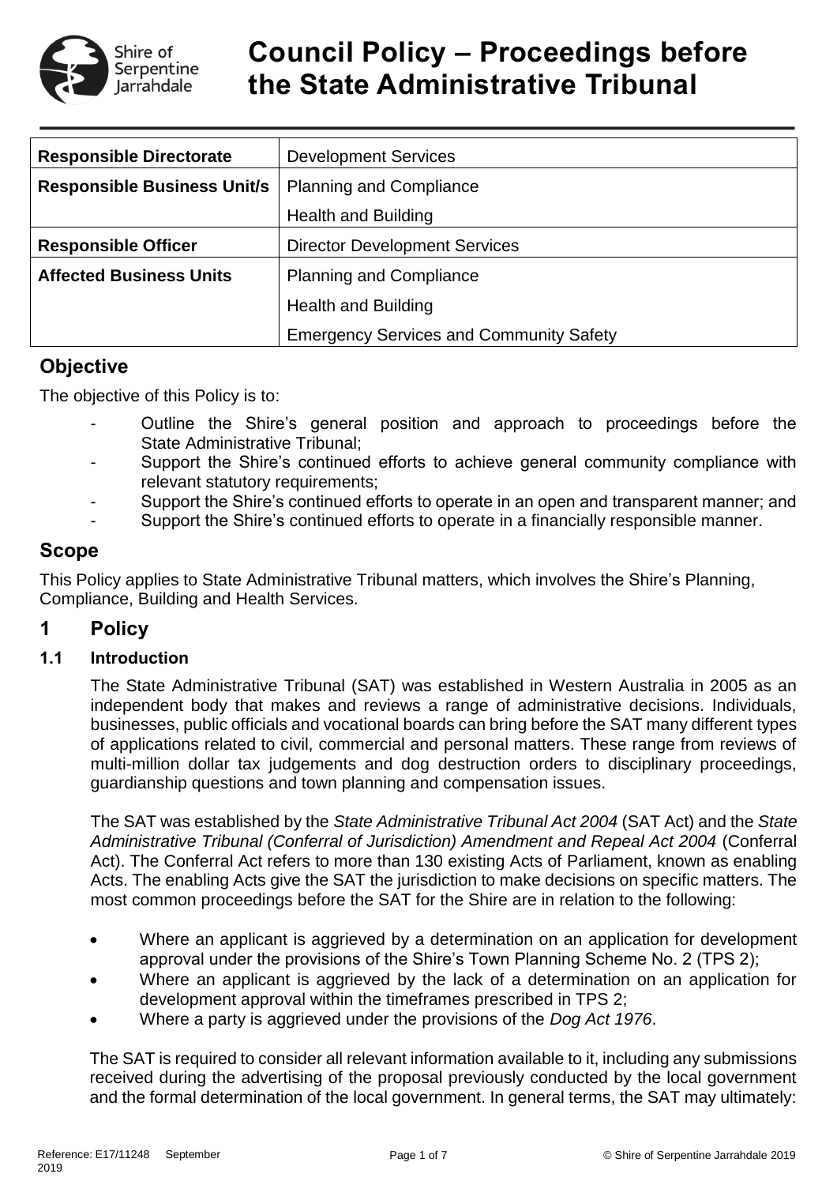# Council Policy – Proceedings before the State Administrative Tribunal

| Responsible Directorate | Development Services |
|---|---|
| Responsible Business Unit/s | Planning and Compliance<br>Health and Building |
| Responsible Officer | Director Development Services |
| Affected Business Units | Planning and Compliance<br>Health and Building<br>Emergency Services and Community Safety |

## Objective

The objective of this Policy is to:

- Outline the Shire's general position and approach to proceedings before the State Administrative Tribunal;
- Support the Shire's continued efforts to achieve general community compliance with relevant statutory requirements;
- Support the Shire's continued efforts to operate in an open and transparent manner; and
- Support the Shire's continued efforts to operate in a financially responsible manner.

## Scope

This Policy applies to State Administrative Tribunal matters, which involves the Shire's Planning, Compliance, Building and Health Services.

## 1 Policy

### 1.1 Introduction

The State Administrative Tribunal (SAT) was established in Western Australia in 2005 as an independent body that makes and reviews a range of administrative decisions. Individuals, businesses, public officials and vocational boards can bring before the SAT many different types of applications related to civil, commercial and personal matters. These range from reviews of multi-million dollar tax judgements and dog destruction orders to disciplinary proceedings, guardianship questions and town planning and compensation issues.

The SAT was established by the *State Administrative Tribunal Act 2004* (SAT Act) and the *State Administrative Tribunal (Conferral of Jurisdiction) Amendment and Repeal Act 2004* (Conferral Act). The Conferral Act refers to more than 130 existing Acts of Parliament, known as enabling Acts. The enabling Acts give the SAT the jurisdiction to make decisions on specific matters. The most common proceedings before the SAT for the Shire are in relation to the following:

- Where an applicant is aggrieved by a determination on an application for development approval under the provisions of the Shire's Town Planning Scheme No. 2 (TPS 2);
- Where an applicant is aggrieved by the lack of a determination on an application for development approval within the timeframes prescribed in TPS 2;
- Where a party is aggrieved under the provisions of the *Dog Act 1976*.

The SAT is required to consider all relevant information available to it, including any submissions received during the advertising of the proposal previously conducted by the local government and the formal determination of the local government. In general terms, the SAT may ultimately: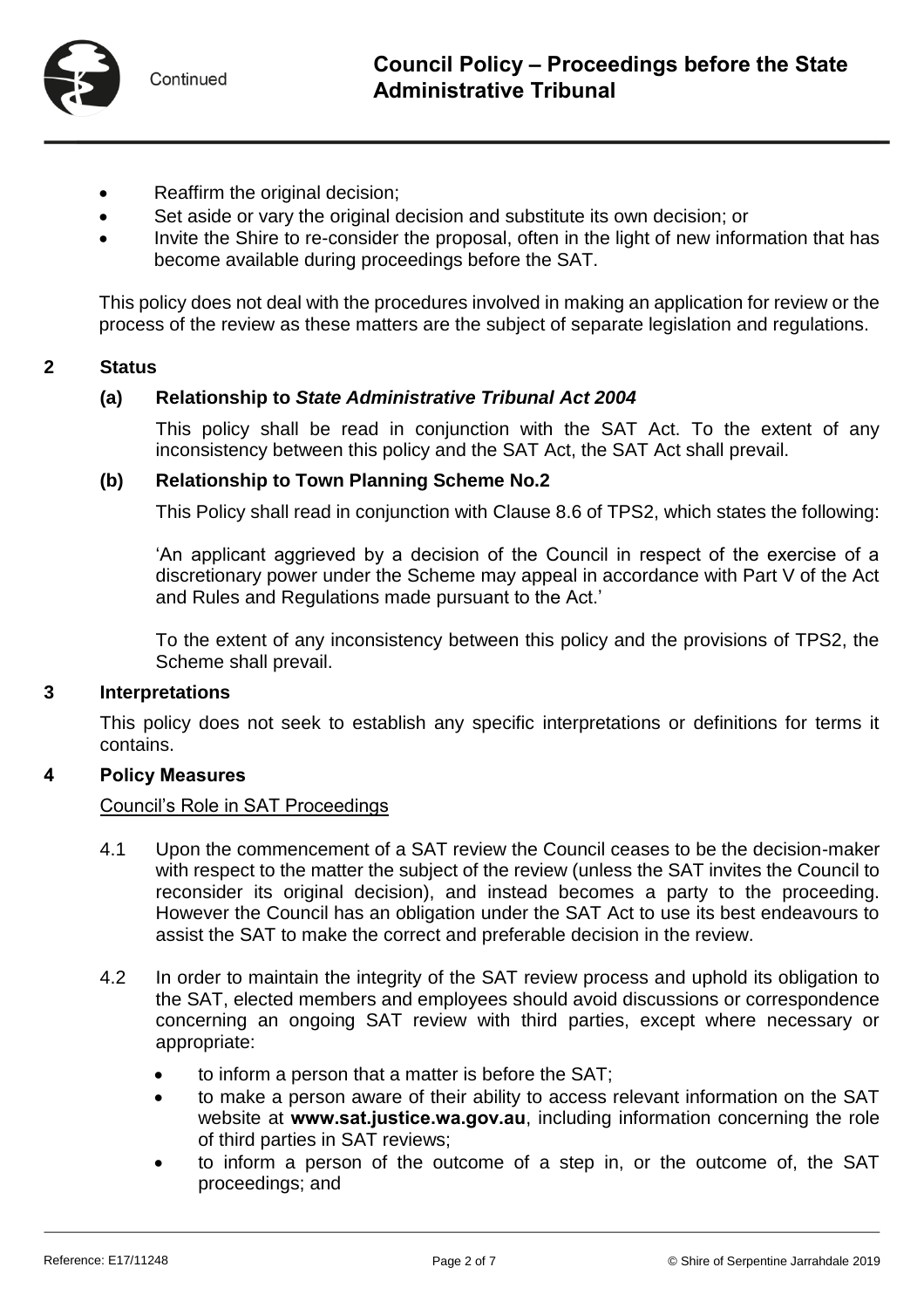- Reaffirm the original decision;
- Set aside or vary the original decision and substitute its own decision; or
- Invite the Shire to re-consider the proposal, often in the light of new information that has become available during proceedings before the SAT.

This policy does not deal with the procedures involved in making an application for review or the process of the review as these matters are the subject of separate legislation and regulations.

## 2 Status

### (a) Relationship to *State Administrative Tribunal Act 2004*

This policy shall be read in conjunction with the SAT Act. To the extent of any inconsistency between this policy and the SAT Act, the SAT Act shall prevail.

### (b) Relationship to Town Planning Scheme No.2

This Policy shall read in conjunction with Clause 8.6 of TPS2, which states the following:

'An applicant aggrieved by a decision of the Council in respect of the exercise of a discretionary power under the Scheme may appeal in accordance with Part V of the Act and Rules and Regulations made pursuant to the Act.'

To the extent of any inconsistency between this policy and the provisions of TPS2, the Scheme shall prevail.

## 3 Interpretations

This policy does not seek to establish any specific interpretations or definitions for terms it contains.

## 4 Policy Measures

Council's Role in SAT Proceedings

4.1 Upon the commencement of a SAT review the Council ceases to be the decision-maker with respect to the matter the subject of the review (unless the SAT invites the Council to reconsider its original decision), and instead becomes a party to the proceeding. However the Council has an obligation under the SAT Act to use its best endeavours to assist the SAT to make the correct and preferable decision in the review.

4.2 In order to maintain the integrity of the SAT review process and uphold its obligation to the SAT, elected members and employees should avoid discussions or correspondence concerning an ongoing SAT review with third parties, except where necessary or appropriate:

- to inform a person that a matter is before the SAT;
- to make a person aware of their ability to access relevant information on the SAT website at **www.sat.justice.wa.gov.au**, including information concerning the role of third parties in SAT reviews;
- to inform a person of the outcome of a step in, or the outcome of, the SAT proceedings; and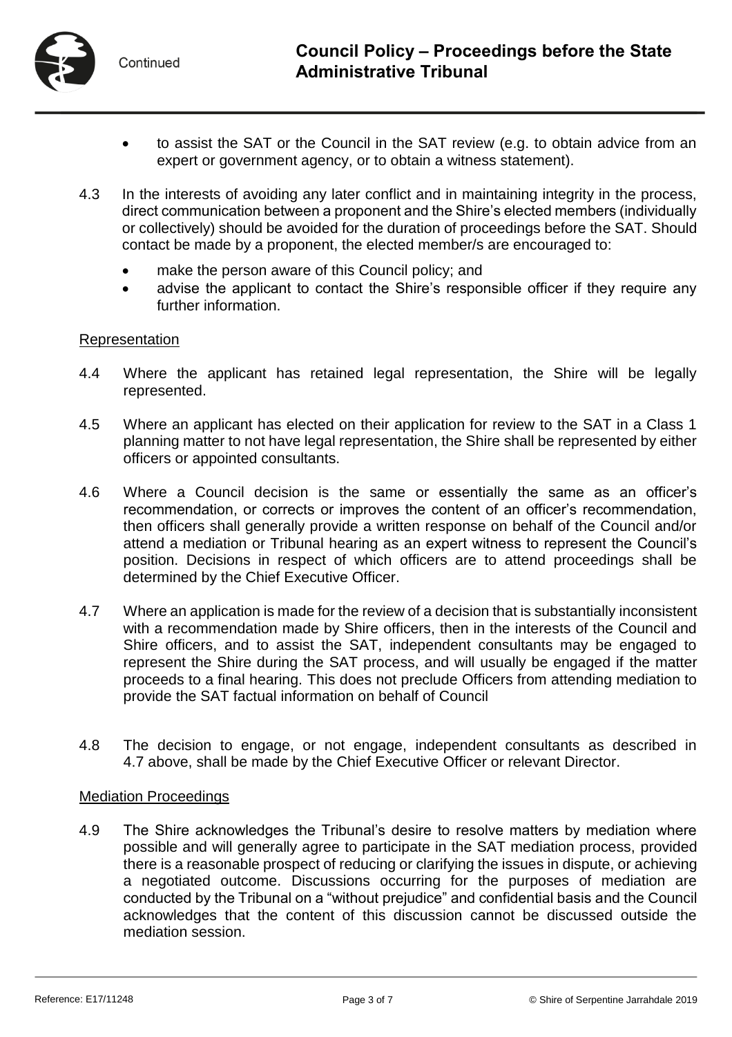- to assist the SAT or the Council in the SAT review (e.g. to obtain advice from an expert or government agency, or to obtain a witness statement).

4.3 In the interests of avoiding any later conflict and in maintaining integrity in the process, direct communication between a proponent and the Shire's elected members (individually or collectively) should be avoided for the duration of proceedings before the SAT. Should contact be made by a proponent, the elected member/s are encouraged to:

- make the person aware of this Council policy; and
- advise the applicant to contact the Shire's responsible officer if they require any further information.

Representation

4.4 Where the applicant has retained legal representation, the Shire will be legally represented.

4.5 Where an applicant has elected on their application for review to the SAT in a Class 1 planning matter to not have legal representation, the Shire shall be represented by either officers or appointed consultants.

4.6 Where a Council decision is the same or essentially the same as an officer's recommendation, or corrects or improves the content of an officer's recommendation, then officers shall generally provide a written response on behalf of the Council and/or attend a mediation or Tribunal hearing as an expert witness to represent the Council's position. Decisions in respect of which officers are to attend proceedings shall be determined by the Chief Executive Officer.

4.7 Where an application is made for the review of a decision that is substantially inconsistent with a recommendation made by Shire officers, then in the interests of the Council and Shire officers, and to assist the SAT, independent consultants may be engaged to represent the Shire during the SAT process, and will usually be engaged if the matter proceeds to a final hearing. This does not preclude Officers from attending mediation to provide the SAT factual information on behalf of Council

4.8 The decision to engage, or not engage, independent consultants as described in 4.7 above, shall be made by the Chief Executive Officer or relevant Director.

Mediation Proceedings

4.9 The Shire acknowledges the Tribunal's desire to resolve matters by mediation where possible and will generally agree to participate in the SAT mediation process, provided there is a reasonable prospect of reducing or clarifying the issues in dispute, or achieving a negotiated outcome. Discussions occurring for the purposes of mediation are conducted by the Tribunal on a "without prejudice" and confidential basis and the Council acknowledges that the content of this discussion cannot be discussed outside the mediation session.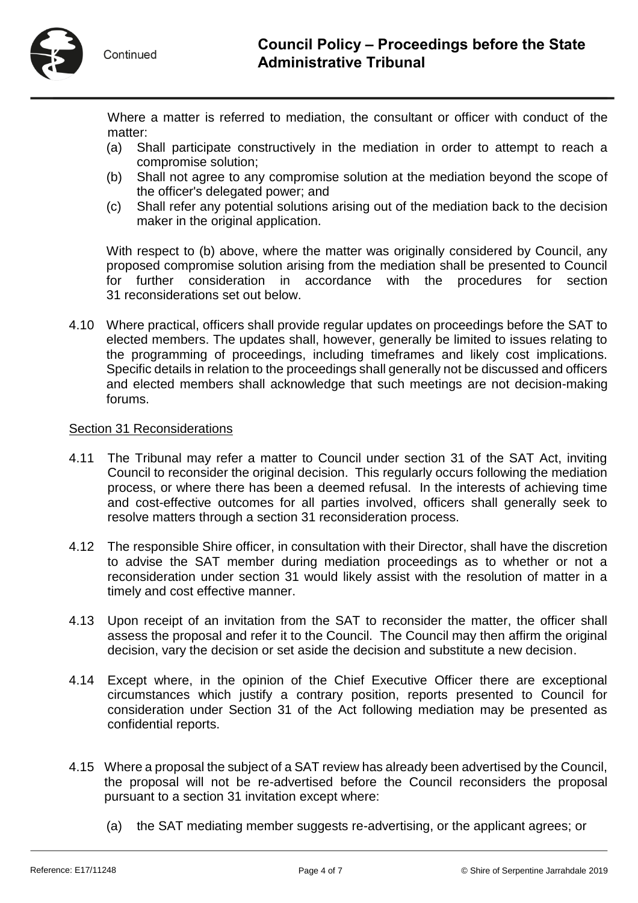Where a matter is referred to mediation, the consultant or officer with conduct of the matter:

(a) Shall participate constructively in the mediation in order to attempt to reach a compromise solution;
(b) Shall not agree to any compromise solution at the mediation beyond the scope of the officer's delegated power; and
(c) Shall refer any potential solutions arising out of the mediation back to the decision maker in the original application.

With respect to (b) above, where the matter was originally considered by Council, any proposed compromise solution arising from the mediation shall be presented to Council for further consideration in accordance with the procedures for section 31 reconsiderations set out below.

4.10 Where practical, officers shall provide regular updates on proceedings before the SAT to elected members. The updates shall, however, generally be limited to issues relating to the programming of proceedings, including timeframes and likely cost implications. Specific details in relation to the proceedings shall generally not be discussed and officers and elected members shall acknowledge that such meetings are not decision-making forums.

<u>Section 31 Reconsiderations</u>

4.11 The Tribunal may refer a matter to Council under section 31 of the SAT Act, inviting Council to reconsider the original decision. This regularly occurs following the mediation process, or where there has been a deemed refusal. In the interests of achieving time and cost-effective outcomes for all parties involved, officers shall generally seek to resolve matters through a section 31 reconsideration process.

4.12 The responsible Shire officer, in consultation with their Director, shall have the discretion to advise the SAT member during mediation proceedings as to whether or not a reconsideration under section 31 would likely assist with the resolution of matter in a timely and cost effective manner.

4.13 Upon receipt of an invitation from the SAT to reconsider the matter, the officer shall assess the proposal and refer it to the Council. The Council may then affirm the original decision, vary the decision or set aside the decision and substitute a new decision.

4.14 Except where, in the opinion of the Chief Executive Officer there are exceptional circumstances which justify a contrary position, reports presented to Council for consideration under Section 31 of the Act following mediation may be presented as confidential reports.

4.15 Where a proposal the subject of a SAT review has already been advertised by the Council, the proposal will not be re-advertised before the Council reconsiders the proposal pursuant to a section 31 invitation except where:

(a) the SAT mediating member suggests re-advertising, or the applicant agrees; or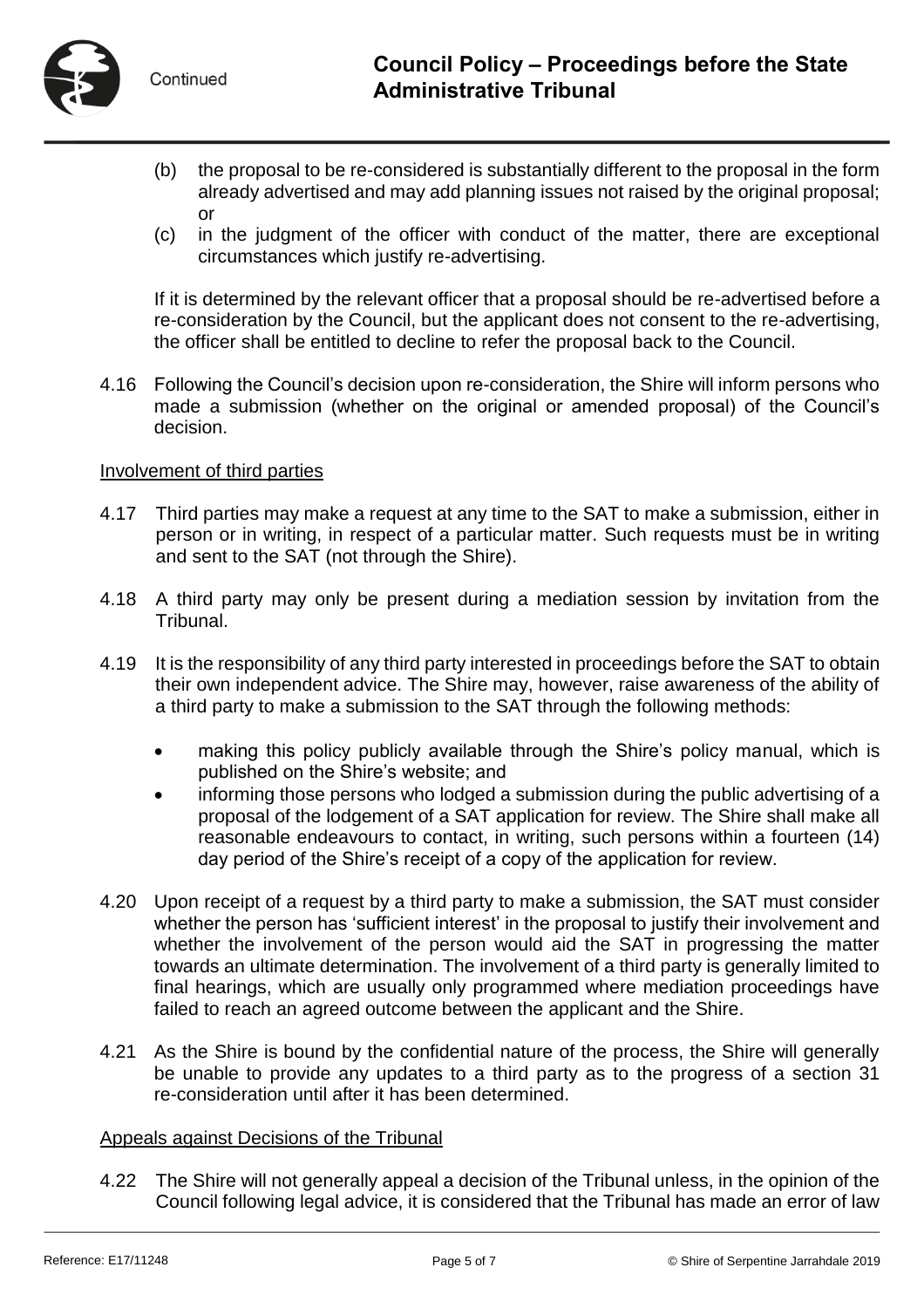(b) the proposal to be re-considered is substantially different to the proposal in the form already advertised and may add planning issues not raised by the original proposal; or

(c) in the judgment of the officer with conduct of the matter, there are exceptional circumstances which justify re-advertising.

If it is determined by the relevant officer that a proposal should be re-advertised before a re-consideration by the Council, but the applicant does not consent to the re-advertising, the officer shall be entitled to decline to refer the proposal back to the Council.

4.16 Following the Council's decision upon re-consideration, the Shire will inform persons who made a submission (whether on the original or amended proposal) of the Council's decision.

Involvement of third parties

4.17 Third parties may make a request at any time to the SAT to make a submission, either in person or in writing, in respect of a particular matter. Such requests must be in writing and sent to the SAT (not through the Shire).

4.18 A third party may only be present during a mediation session by invitation from the Tribunal.

4.19 It is the responsibility of any third party interested in proceedings before the SAT to obtain their own independent advice. The Shire may, however, raise awareness of the ability of a third party to make a submission to the SAT through the following methods:

- making this policy publicly available through the Shire's policy manual, which is published on the Shire's website; and
- informing those persons who lodged a submission during the public advertising of a proposal of the lodgement of a SAT application for review. The Shire shall make all reasonable endeavours to contact, in writing, such persons within a fourteen (14) day period of the Shire's receipt of a copy of the application for review.

4.20 Upon receipt of a request by a third party to make a submission, the SAT must consider whether the person has 'sufficient interest' in the proposal to justify their involvement and whether the involvement of the person would aid the SAT in progressing the matter towards an ultimate determination. The involvement of a third party is generally limited to final hearings, which are usually only programmed where mediation proceedings have failed to reach an agreed outcome between the applicant and the Shire.

4.21 As the Shire is bound by the confidential nature of the process, the Shire will generally be unable to provide any updates to a third party as to the progress of a section 31 re-consideration until after it has been determined.

Appeals against Decisions of the Tribunal

4.22 The Shire will not generally appeal a decision of the Tribunal unless, in the opinion of the Council following legal advice, it is considered that the Tribunal has made an error of law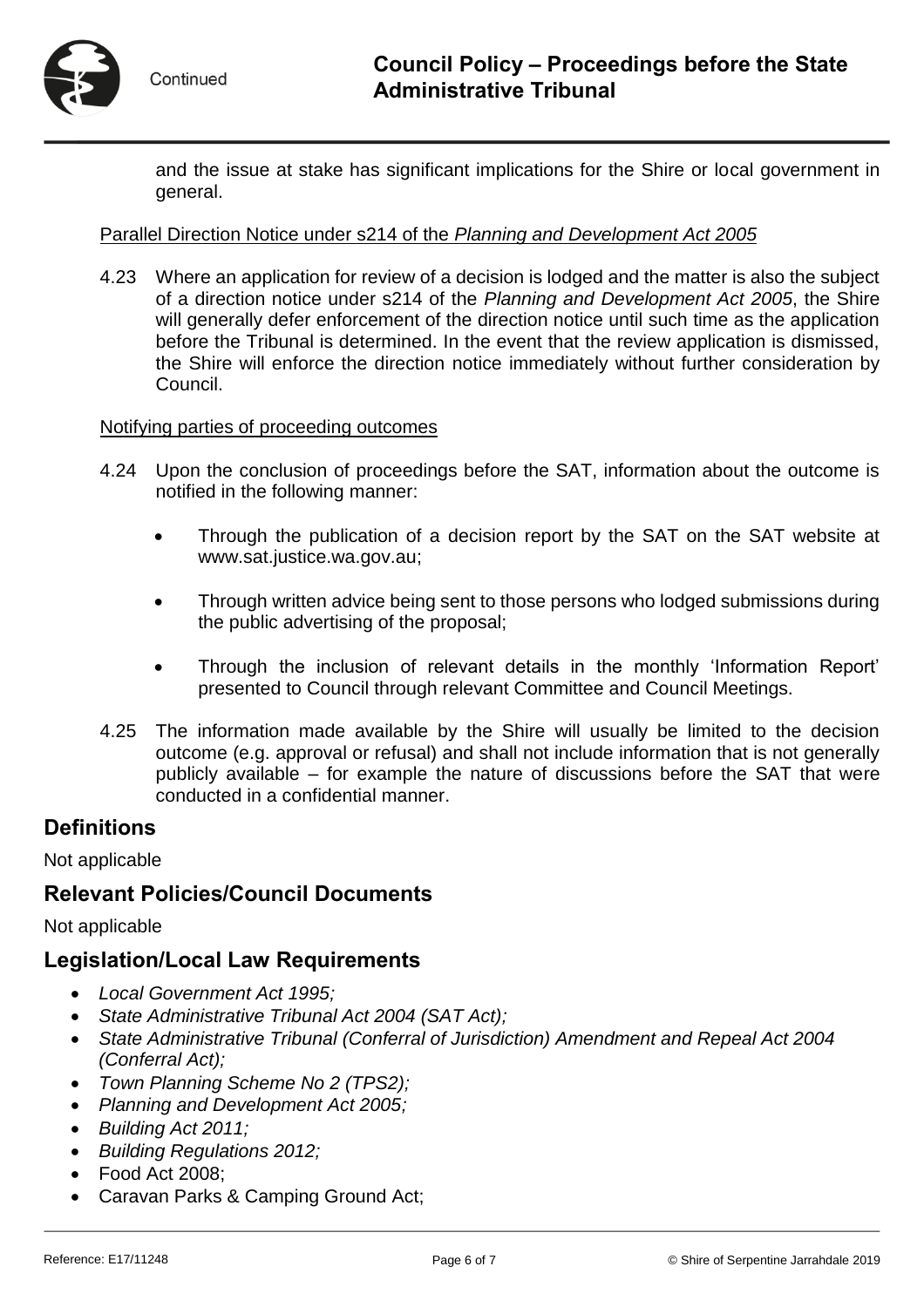and the issue at stake has significant implications for the Shire or local government in general.

Parallel Direction Notice under s214 of the *Planning and Development Act 2005*

4.23 Where an application for review of a decision is lodged and the matter is also the subject of a direction notice under s214 of the *Planning and Development Act 2005*, the Shire will generally defer enforcement of the direction notice until such time as the application before the Tribunal is determined. In the event that the review application is dismissed, the Shire will enforce the direction notice immediately without further consideration by Council.

Notifying parties of proceeding outcomes

4.24 Upon the conclusion of proceedings before the SAT, information about the outcome is notified in the following manner:

- Through the publication of a decision report by the SAT on the SAT website at www.sat.justice.wa.gov.au;
- Through written advice being sent to those persons who lodged submissions during the public advertising of the proposal;
- Through the inclusion of relevant details in the monthly 'Information Report' presented to Council through relevant Committee and Council Meetings.

4.25 The information made available by the Shire will usually be limited to the decision outcome (e.g. approval or refusal) and shall not include information that is not generally publicly available – for example the nature of discussions before the SAT that were conducted in a confidential manner.

## Definitions

Not applicable

## Relevant Policies/Council Documents

Not applicable

## Legislation/Local Law Requirements

- *Local Government Act 1995;*
- *State Administrative Tribunal Act 2004 (SAT Act);*
- *State Administrative Tribunal (Conferral of Jurisdiction) Amendment and Repeal Act 2004 (Conferral Act);*
- *Town Planning Scheme No 2 (TPS2);*
- *Planning and Development Act 2005;*
- *Building Act 2011;*
- *Building Regulations 2012;*
- Food Act 2008;
- Caravan Parks & Camping Ground Act;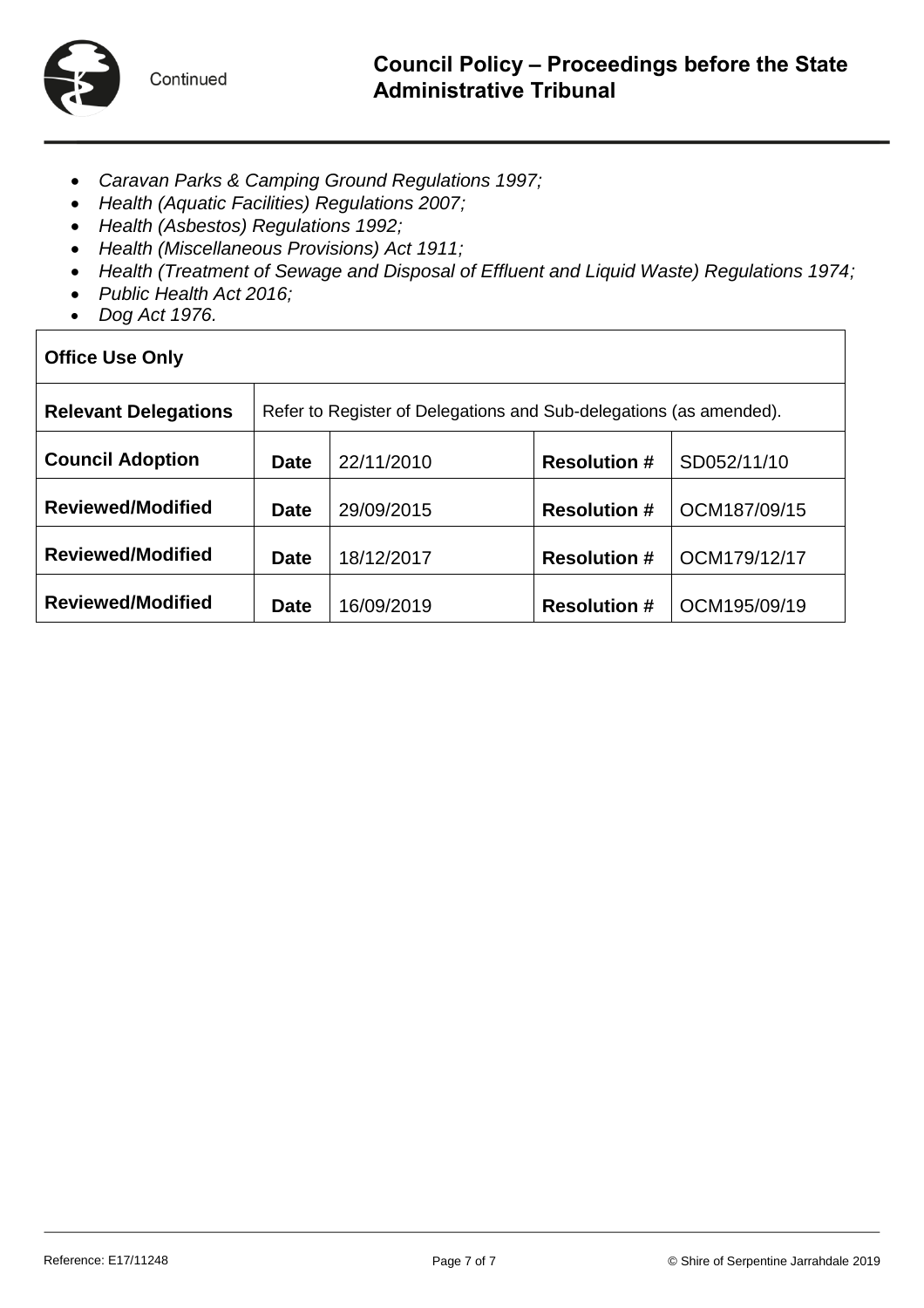- *Caravan Parks & Camping Ground Regulations 1997;*
- *Health (Aquatic Facilities) Regulations 2007;*
- *Health (Asbestos) Regulations 1992;*
- *Health (Miscellaneous Provisions) Act 1911;*
- *Health (Treatment of Sewage and Disposal of Effluent and Liquid Waste) Regulations 1974;*
- *Public Health Act 2016;*
- *Dog Act 1976.*

| **Office Use Only** | | | | |
|---|---|---|---|---|
| **Relevant Delegations** | Refer to Register of Delegations and Sub-delegations (as amended). | | | |
| **Council Adoption** | **Date** | 22/11/2010 | **Resolution #** | SD052/11/10 |
| **Reviewed/Modified** | **Date** | 29/09/2015 | **Resolution #** | OCM187/09/15 |
| **Reviewed/Modified** | **Date** | 18/12/2017 | **Resolution #** | OCM179/12/17 |
| **Reviewed/Modified** | **Date** | 16/09/2019 | **Resolution #** | OCM195/09/19 |